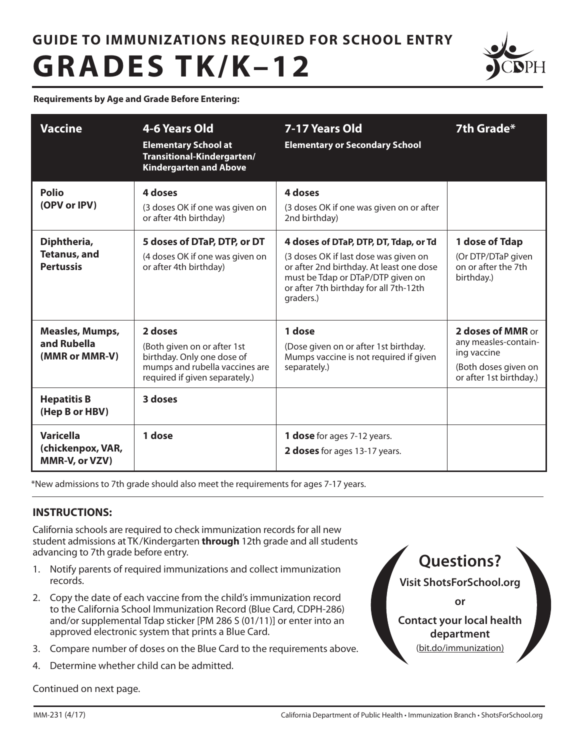# GUIDE TO IMMUNIZATIONS REQUIRED FOR SCHOOL ENTRY

# GRADES TK/K–12

**Requirements by Age and Grade Before Entering:**

| Vaccine | 4-6 Years Old<br>**Elementary School at Transitional-Kindergarten/ Kindergarten and Above** | 7-17 Years Old<br>**Elementary or Secondary School** | 7th Grade* |
|---|---|---|---|
| **Polio (OPV or IPV)** | **4 doses**<br>(3 doses OK if one was given on or after 4th birthday) | **4 doses**<br>(3 doses OK if one was given on or after 2nd birthday) | |
| **Diphtheria, Tetanus, and Pertussis** | **5 doses of DTaP, DTP, or DT**<br>(4 doses OK if one was given on or after 4th birthday) | **4 doses of DTaP, DTP, DT, Tdap, or Td**<br>(3 doses OK if last dose was given on or after 2nd birthday. At least one dose must be Tdap or DTaP/DTP given on or after 7th birthday for all 7th-12th graders.) | **1 dose of Tdap**<br>(Or DTP/DTaP given on or after the 7th birthday.) |
| **Measles, Mumps, and Rubella (MMR or MMR-V)** | **2 doses**<br>(Both given on or after 1st birthday. Only one dose of mumps and rubella vaccines are required if given separately.) | **1 dose**<br>(Dose given on or after 1st birthday. Mumps vaccine is not required if given separately.) | **2 doses of MMR** or any measles-containing vaccine<br>(Both doses given on or after 1st birthday.) |
| **Hepatitis B (Hep B or HBV)** | **3 doses** | | |
| **Varicella (chickenpox, VAR, MMR-V, or VZV)** | **1 dose** | **1 dose** for ages 7-12 years.<br>**2 doses** for ages 13-17 years. | |

*New admissions to 7th grade should also meet the requirements for ages 7-17 years.

## INSTRUCTIONS:

California schools are required to check immunization records for all new student admissions at TK/Kindergarten **through** 12th grade and all students advancing to 7th grade before entry.

1. Notify parents of required immunizations and collect immunization records.
2. Copy the date of each vaccine from the child's immunization record to the California School Immunization Record (Blue Card, CDPH-286) and/or supplemental Tdap sticker [PM 286 S (01/11)] or enter into an approved electronic system that prints a Blue Card.
3. Compare number of doses on the Blue Card to the requirements above.
4. Determine whether child can be admitted.

**Questions?**

**Visit ShotsForSchool.org**

**or**

**Contact your local health department**

(bit.do/immunization)

Continued on next page.

IMM-231 (4/17) California Department of Public Health • Immunization Branch • ShotsForSchool.org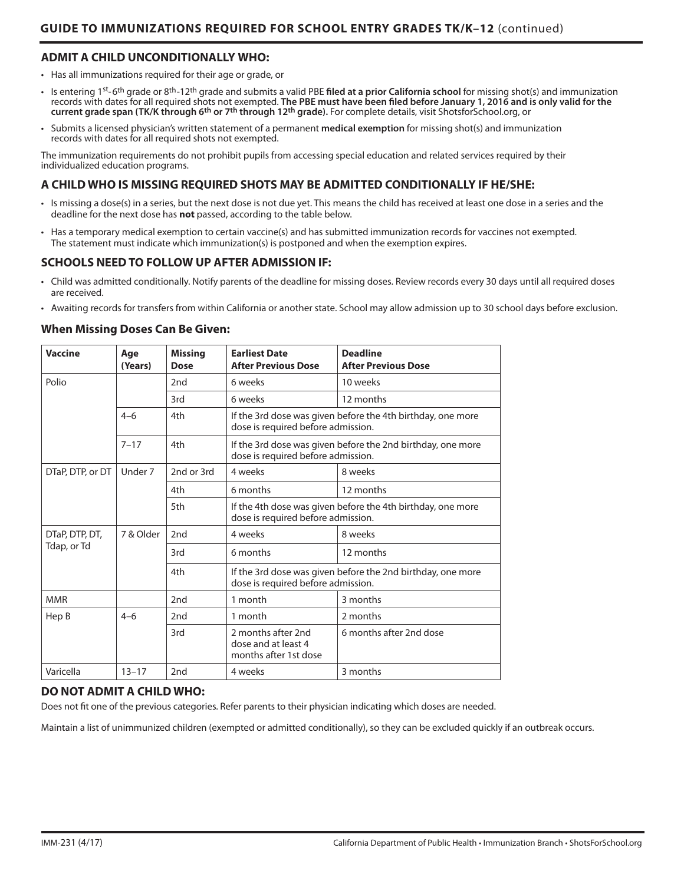## GUIDE TO IMMUNIZATIONS REQUIRED FOR SCHOOL ENTRY GRADES TK/K–12 (continued)

### ADMIT A CHILD UNCONDITIONALLY WHO:

- Has all immunizations required for their age or grade, or
- Is entering 1st-6th grade or 8th-12th grade and submits a valid PBE **filed at a prior California school** for missing shot(s) and immunization records with dates for all required shots not exempted. **The PBE must have been filed before January 1, 2016 and is only valid for the current grade span (TK/K through 6th or 7th through 12th grade).** For complete details, visit ShotsforSchool.org, or
- Submits a licensed physician's written statement of a permanent **medical exemption** for missing shot(s) and immunization records with dates for all required shots not exempted.

The immunization requirements do not prohibit pupils from accessing special education and related services required by their individualized education programs.

### A CHILD WHO IS MISSING REQUIRED SHOTS MAY BE ADMITTED CONDITIONALLY IF HE/SHE:

- Is missing a dose(s) in a series, but the next dose is not due yet. This means the child has received at least one dose in a series and the deadline for the next dose has **not** passed, according to the table below.
- Has a temporary medical exemption to certain vaccine(s) and has submitted immunization records for vaccines not exempted. The statement must indicate which immunization(s) is postponed and when the exemption expires.

### SCHOOLS NEED TO FOLLOW UP AFTER ADMISSION IF:

- Child was admitted conditionally. Notify parents of the deadline for missing doses. Review records every 30 days until all required doses are received.
- Awaiting records for transfers from within California or another state. School may allow admission up to 30 school days before exclusion.

### When Missing Doses Can Be Given:

| Vaccine | Age (Years) | Missing Dose | Earliest Date After Previous Dose | Deadline After Previous Dose |
|---|---|---|---|---|
| Polio | | 2nd | 6 weeks | 10 weeks |
| | | 3rd | 6 weeks | 12 months |
| | 4–6 | 4th | If the 3rd dose was given before the 4th birthday, one more dose is required before admission. | |
| | 7–17 | 4th | If the 3rd dose was given before the 2nd birthday, one more dose is required before admission. | |
| DTaP, DTP, or DT | Under 7 | 2nd or 3rd | 4 weeks | 8 weeks |
| | | 4th | 6 months | 12 months |
| | | 5th | If the 4th dose was given before the 4th birthday, one more dose is required before admission. | |
| DTaP, DTP, DT, Tdap, or Td | 7 & Older | 2nd | 4 weeks | 8 weeks |
| | | 3rd | 6 months | 12 months |
| | | 4th | If the 3rd dose was given before the 2nd birthday, one more dose is required before admission. | |
| MMR | | 2nd | 1 month | 3 months |
| Hep B | 4–6 | 2nd | 1 month | 2 months |
| | | 3rd | 2 months after 2nd dose and at least 4 months after 1st dose | 6 months after 2nd dose |
| Varicella | 13–17 | 2nd | 4 weeks | 3 months |

### DO NOT ADMIT A CHILD WHO:

Does not fit one of the previous categories. Refer parents to their physician indicating which doses are needed.

Maintain a list of unimmunized children (exempted or admitted conditionally), so they can be excluded quickly if an outbreak occurs.

IMM-231 (4/17)

California Department of Public Health • Immunization Branch • ShotsForSchool.org